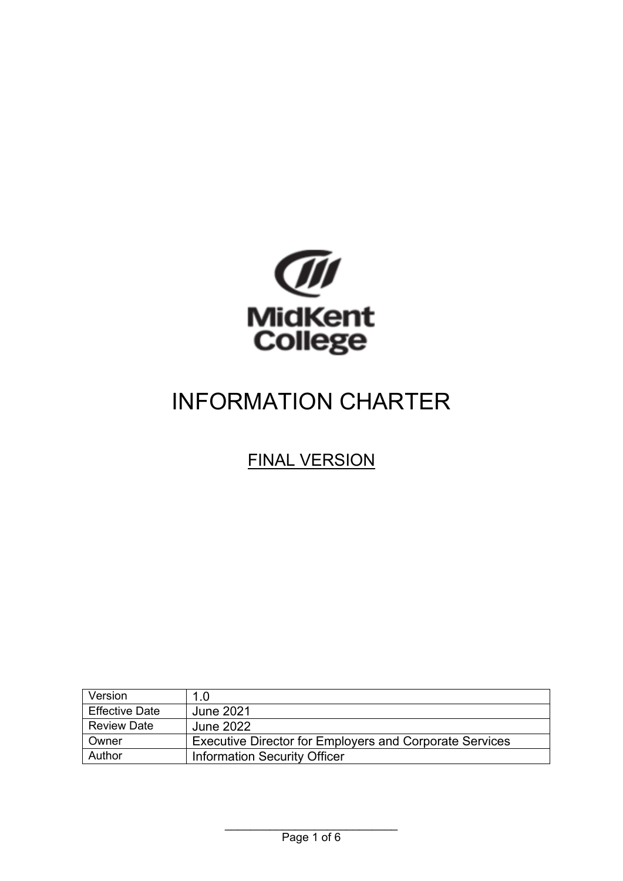MidKent College

# INFORMATION CHARTER

## FINAL VERSION

| Version | 1.0 |
|---|---|
| Effective Date | June 2021 |
| Review Date | June 2022 |
| Owner | Executive Director for Employers and Corporate Services |
| Author | Information Security Officer |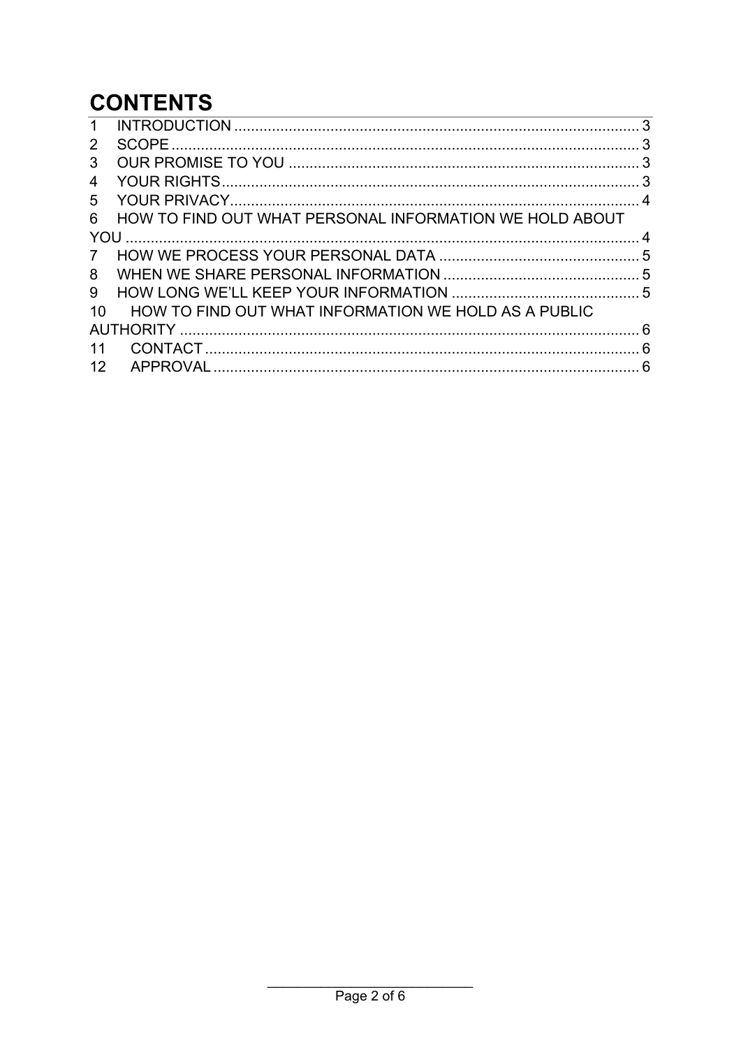# CONTENTS

1 INTRODUCTION ... 3
2 SCOPE ... 3
3 OUR PROMISE TO YOU ... 3
4 YOUR RIGHTS ... 3
5 YOUR PRIVACY ... 4
6 HOW TO FIND OUT WHAT PERSONAL INFORMATION WE HOLD ABOUT YOU ... 4
7 HOW WE PROCESS YOUR PERSONAL DATA ... 5
8 WHEN WE SHARE PERSONAL INFORMATION ... 5
9 HOW LONG WE'LL KEEP YOUR INFORMATION ... 5
10 HOW TO FIND OUT WHAT INFORMATION WE HOLD AS A PUBLIC AUTHORITY ... 6
11 CONTACT ... 6
12 APPROVAL ... 6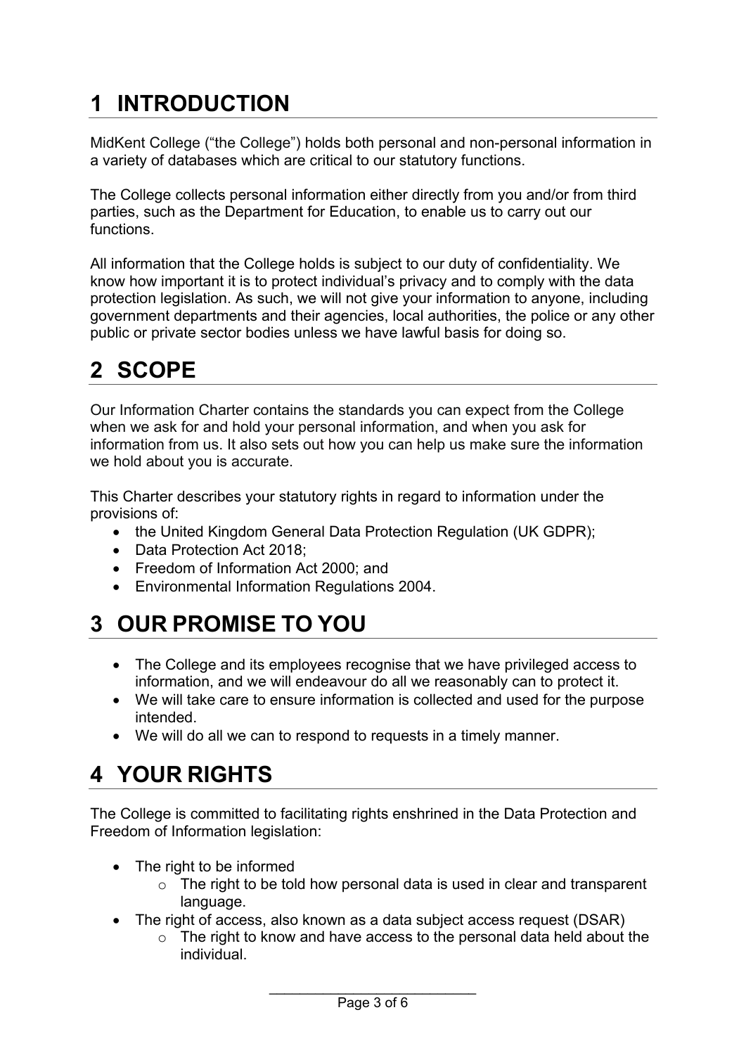# 1 INTRODUCTION

MidKent College ("the College") holds both personal and non-personal information in a variety of databases which are critical to our statutory functions.

The College collects personal information either directly from you and/or from third parties, such as the Department for Education, to enable us to carry out our functions.

All information that the College holds is subject to our duty of confidentiality. We know how important it is to protect individual's privacy and to comply with the data protection legislation. As such, we will not give your information to anyone, including government departments and their agencies, local authorities, the police or any other public or private sector bodies unless we have lawful basis for doing so.

# 2 SCOPE

Our Information Charter contains the standards you can expect from the College when we ask for and hold your personal information, and when you ask for information from us. It also sets out how you can help us make sure the information we hold about you is accurate.

This Charter describes your statutory rights in regard to information under the provisions of:

- the United Kingdom General Data Protection Regulation (UK GDPR);
- Data Protection Act 2018;
- Freedom of Information Act 2000; and
- Environmental Information Regulations 2004.

# 3 OUR PROMISE TO YOU

- The College and its employees recognise that we have privileged access to information, and we will endeavour do all we reasonably can to protect it.
- We will take care to ensure information is collected and used for the purpose intended.
- We will do all we can to respond to requests in a timely manner.

# 4 YOUR RIGHTS

The College is committed to facilitating rights enshrined in the Data Protection and Freedom of Information legislation:

- The right to be informed
    - The right to be told how personal data is used in clear and transparent language.
- The right of access, also known as a data subject access request (DSAR)
    - The right to know and have access to the personal data held about the individual.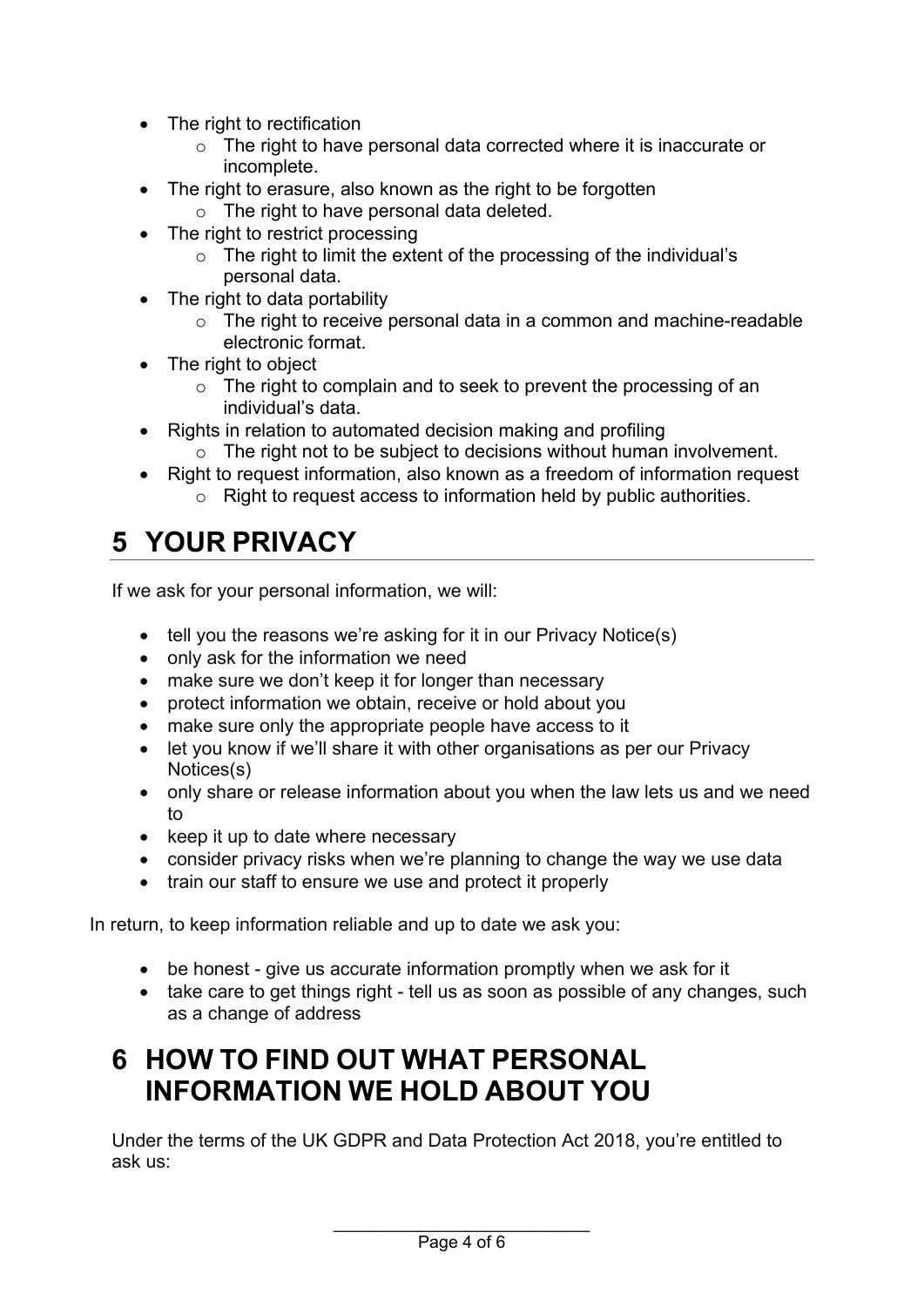- The right to rectification
  - The right to have personal data corrected where it is inaccurate or incomplete.
- The right to erasure, also known as the right to be forgotten
  - The right to have personal data deleted.
- The right to restrict processing
  - The right to limit the extent of the processing of the individual's personal data.
- The right to data portability
  - The right to receive personal data in a common and machine-readable electronic format.
- The right to object
  - The right to complain and to seek to prevent the processing of an individual's data.
- Rights in relation to automated decision making and profiling
  - The right not to be subject to decisions without human involvement.
- Right to request information, also known as a freedom of information request
  - Right to request access to information held by public authorities.

# 5 YOUR PRIVACY

If we ask for your personal information, we will:

- tell you the reasons we're asking for it in our Privacy Notice(s)
- only ask for the information we need
- make sure we don't keep it for longer than necessary
- protect information we obtain, receive or hold about you
- make sure only the appropriate people have access to it
- let you know if we'll share it with other organisations as per our Privacy Notices(s)
- only share or release information about you when the law lets us and we need to
- keep it up to date where necessary
- consider privacy risks when we're planning to change the way we use data
- train our staff to ensure we use and protect it properly

In return, to keep information reliable and up to date we ask you:

- be honest - give us accurate information promptly when we ask for it
- take care to get things right - tell us as soon as possible of any changes, such as a change of address

# 6 HOW TO FIND OUT WHAT PERSONAL INFORMATION WE HOLD ABOUT YOU

Under the terms of the UK GDPR and Data Protection Act 2018, you're entitled to ask us: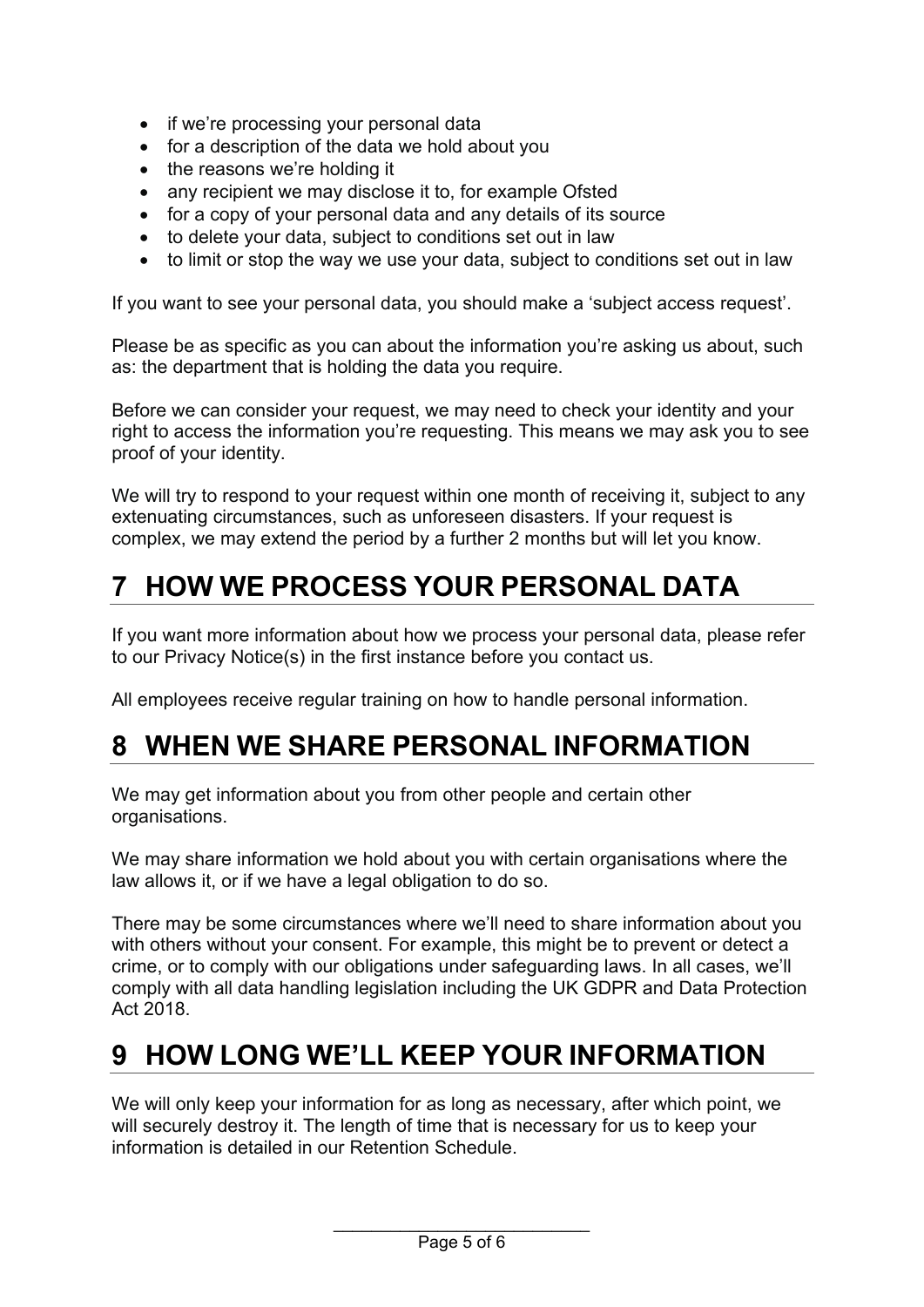- if we're processing your personal data
- for a description of the data we hold about you
- the reasons we're holding it
- any recipient we may disclose it to, for example Ofsted
- for a copy of your personal data and any details of its source
- to delete your data, subject to conditions set out in law
- to limit or stop the way we use your data, subject to conditions set out in law

If you want to see your personal data, you should make a 'subject access request'.

Please be as specific as you can about the information you're asking us about, such as: the department that is holding the data you require.

Before we can consider your request, we may need to check your identity and your right to access the information you're requesting. This means we may ask you to see proof of your identity.

We will try to respond to your request within one month of receiving it, subject to any extenuating circumstances, such as unforeseen disasters. If your request is complex, we may extend the period by a further 2 months but will let you know.

# 7 HOW WE PROCESS YOUR PERSONAL DATA

If you want more information about how we process your personal data, please refer to our Privacy Notice(s) in the first instance before you contact us.

All employees receive regular training on how to handle personal information.

# 8 WHEN WE SHARE PERSONAL INFORMATION

We may get information about you from other people and certain other organisations.

We may share information we hold about you with certain organisations where the law allows it, or if we have a legal obligation to do so.

There may be some circumstances where we'll need to share information about you with others without your consent. For example, this might be to prevent or detect a crime, or to comply with our obligations under safeguarding laws. In all cases, we'll comply with all data handling legislation including the UK GDPR and Data Protection Act 2018.

# 9 HOW LONG WE'LL KEEP YOUR INFORMATION

We will only keep your information for as long as necessary, after which point, we will securely destroy it. The length of time that is necessary for us to keep your information is detailed in our Retention Schedule.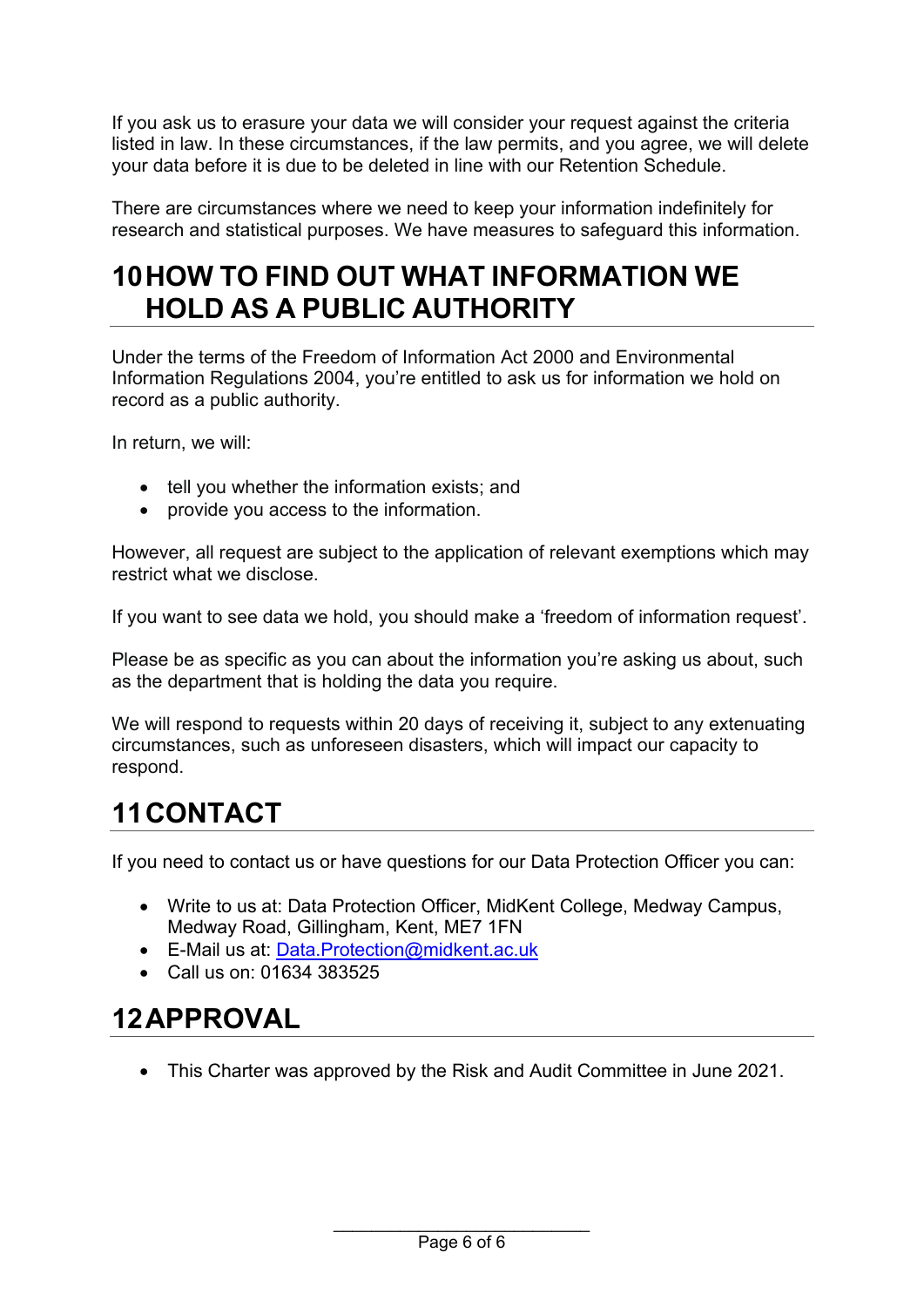If you ask us to erasure your data we will consider your request against the criteria listed in law. In these circumstances, if the law permits, and you agree, we will delete your data before it is due to be deleted in line with our Retention Schedule.

There are circumstances where we need to keep your information indefinitely for research and statistical purposes. We have measures to safeguard this information.

# 10 HOW TO FIND OUT WHAT INFORMATION WE HOLD AS A PUBLIC AUTHORITY

Under the terms of the Freedom of Information Act 2000 and Environmental Information Regulations 2004, you're entitled to ask us for information we hold on record as a public authority.

In return, we will:

- tell you whether the information exists; and
- provide you access to the information.

However, all request are subject to the application of relevant exemptions which may restrict what we disclose.

If you want to see data we hold, you should make a 'freedom of information request'.

Please be as specific as you can about the information you're asking us about, such as the department that is holding the data you require.

We will respond to requests within 20 days of receiving it, subject to any extenuating circumstances, such as unforeseen disasters, which will impact our capacity to respond.

# 11 CONTACT

If you need to contact us or have questions for our Data Protection Officer you can:

- Write to us at: Data Protection Officer, MidKent College, Medway Campus, Medway Road, Gillingham, Kent, ME7 1FN
- E-Mail us at: Data.Protection@midkent.ac.uk
- Call us on: 01634 383525

# 12 APPROVAL

- This Charter was approved by the Risk and Audit Committee in June 2021.